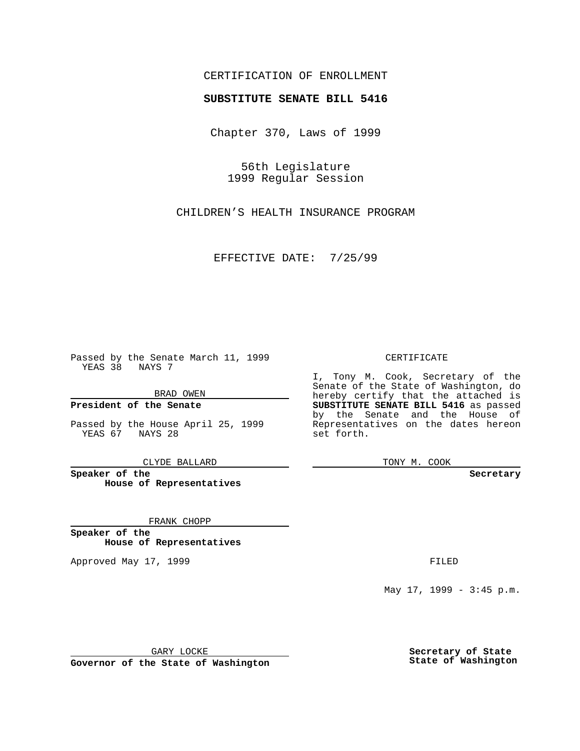CERTIFICATION OF ENROLLMENT

**SUBSTITUTE SENATE BILL 5416**

Chapter 370, Laws of 1999

56th Legislature
1999 Regular Session

CHILDREN'S HEALTH INSURANCE PROGRAM

EFFECTIVE DATE: 7/25/99

Passed by the Senate March 11, 1999
YEAS 38 NAYS 7

BRAD OWEN

**President of the Senate**

Passed by the House April 25, 1999
YEAS 67 NAYS 28

CLYDE BALLARD

**Speaker of the House of Representatives**

FRANK CHOPP

**Speaker of the House of Representatives**

Approved May 17, 1999

GARY LOCKE

**Governor of the State of Washington**

CERTIFICATE

I, Tony M. Cook, Secretary of the Senate of the State of Washington, do hereby certify that the attached is **SUBSTITUTE SENATE BILL 5416** as passed by the Senate and the House of Representatives on the dates hereon set forth.

TONY M. COOK

**Secretary**

FILED

May 17, 1999 - 3:45 p.m.

**Secretary of State**
**State of Washington**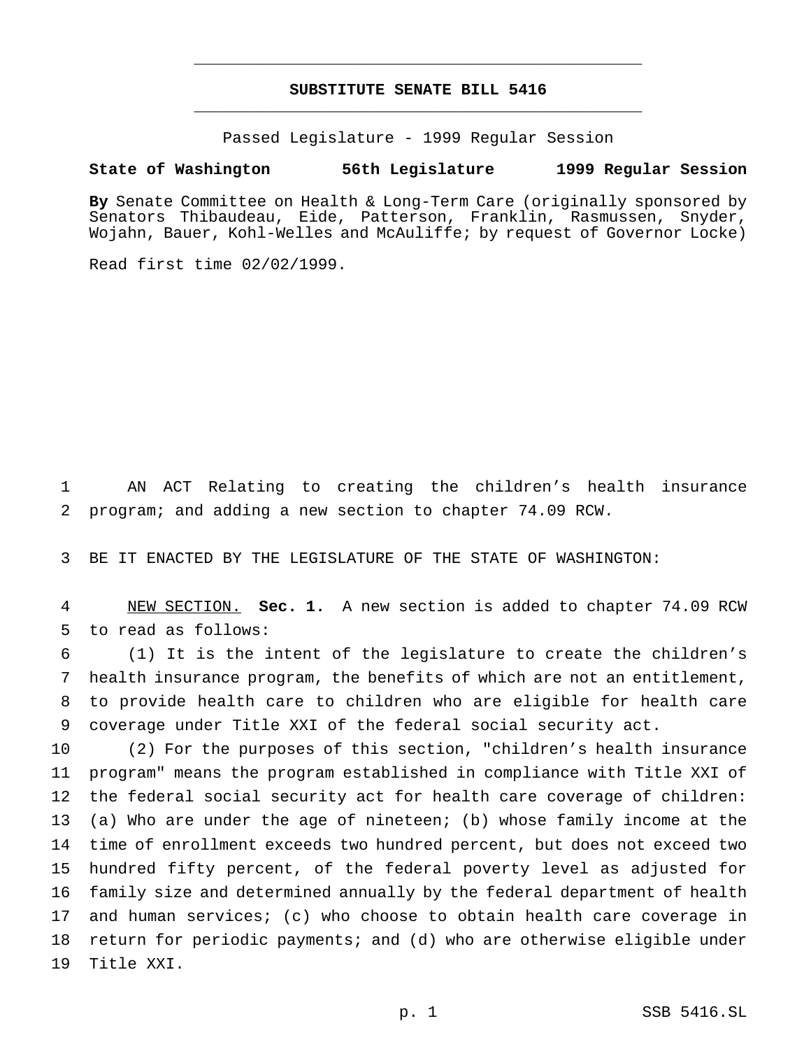# SUBSTITUTE SENATE BILL 5416

Passed Legislature - 1999 Regular Session

**State of Washington 56th Legislature 1999 Regular Session**

**By** Senate Committee on Health & Long-Term Care (originally sponsored by Senators Thibaudeau, Eide, Patterson, Franklin, Rasmussen, Snyder, Wojahn, Bauer, Kohl-Welles and McAuliffe; by request of Governor Locke)

Read first time 02/02/1999.

AN ACT Relating to creating the children's health insurance program; and adding a new section to chapter 74.09 RCW.

BE IT ENACTED BY THE LEGISLATURE OF THE STATE OF WASHINGTON:

NEW SECTION. **Sec. 1.** A new section is added to chapter 74.09 RCW to read as follows:

(1) It is the intent of the legislature to create the children's health insurance program, the benefits of which are not an entitlement, to provide health care to children who are eligible for health care coverage under Title XXI of the federal social security act.

(2) For the purposes of this section, "children's health insurance program" means the program established in compliance with Title XXI of the federal social security act for health care coverage of children: (a) Who are under the age of nineteen; (b) whose family income at the time of enrollment exceeds two hundred percent, but does not exceed two hundred fifty percent, of the federal poverty level as adjusted for family size and determined annually by the federal department of health and human services; (c) who choose to obtain health care coverage in return for periodic payments; and (d) who are otherwise eligible under Title XXI.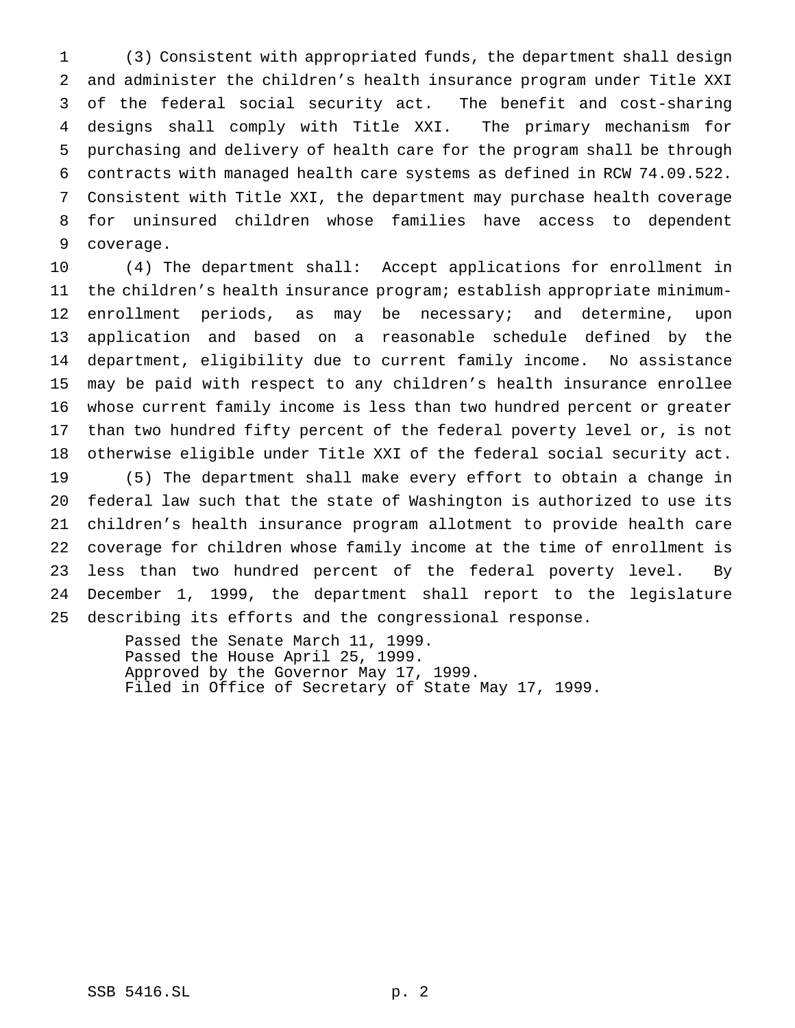(3) Consistent with appropriated funds, the department shall design and administer the children's health insurance program under Title XXI of the federal social security act. The benefit and cost-sharing designs shall comply with Title XXI. The primary mechanism for purchasing and delivery of health care for the program shall be through contracts with managed health care systems as defined in RCW 74.09.522. Consistent with Title XXI, the department may purchase health coverage for uninsured children whose families have access to dependent coverage.

(4) The department shall: Accept applications for enrollment in the children's health insurance program; establish appropriate minimum-enrollment periods, as may be necessary; and determine, upon application and based on a reasonable schedule defined by the department, eligibility due to current family income. No assistance may be paid with respect to any children's health insurance enrollee whose current family income is less than two hundred percent or greater than two hundred fifty percent of the federal poverty level or, is not otherwise eligible under Title XXI of the federal social security act.

(5) The department shall make every effort to obtain a change in federal law such that the state of Washington is authorized to use its children's health insurance program allotment to provide health care coverage for children whose family income at the time of enrollment is less than two hundred percent of the federal poverty level. By December 1, 1999, the department shall report to the legislature describing its efforts and the congressional response.

Passed the Senate March 11, 1999.
Passed the House April 25, 1999.
Approved by the Governor May 17, 1999.
Filed in Office of Secretary of State May 17, 1999.